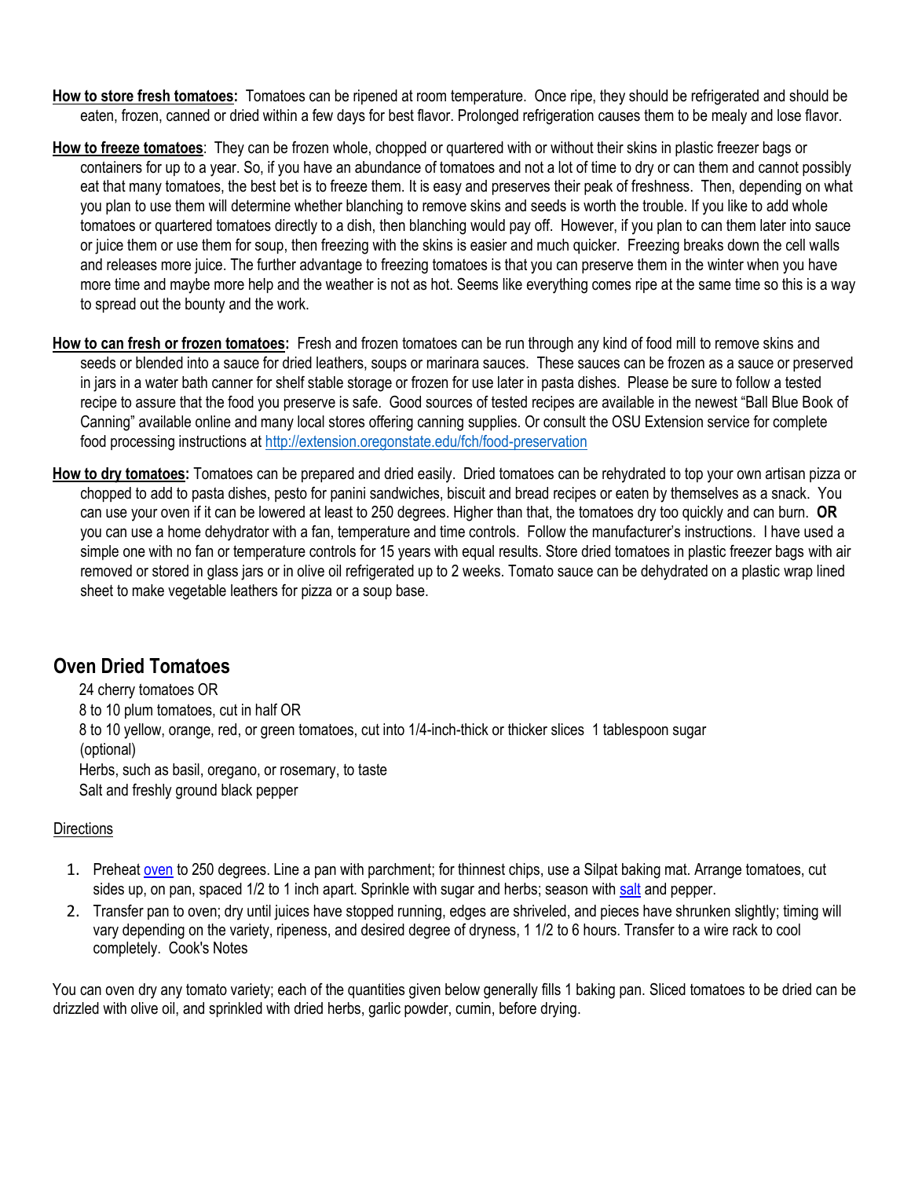**How to store fresh tomatoes:** Tomatoes can be ripened at room temperature. Once ripe, they should be refrigerated and should be eaten, frozen, canned or dried within a few days for best flavor. Prolonged refrigeration causes them to be mealy and lose flavor.

**How to freeze tomatoes**: They can be frozen whole, chopped or quartered with or without their skins in plastic freezer bags or containers for up to a year. So, if you have an abundance of tomatoes and not a lot of time to dry or can them and cannot possibly eat that many tomatoes, the best bet is to freeze them. It is easy and preserves their peak of freshness. Then, depending on what you plan to use them will determine whether blanching to remove skins and seeds is worth the trouble. If you like to add whole tomatoes or quartered tomatoes directly to a dish, then blanching would pay off. However, if you plan to can them later into sauce or juice them or use them for soup, then freezing with the skins is easier and much quicker. Freezing breaks down the cell walls and releases more juice. The further advantage to freezing tomatoes is that you can preserve them in the winter when you have more time and maybe more help and the weather is not as hot. Seems like everything comes ripe at the same time so this is a way to spread out the bounty and the work.

**How to can fresh or frozen tomatoes:** Fresh and frozen tomatoes can be run through any kind of food mill to remove skins and seeds or blended into a sauce for dried leathers, soups or marinara sauces. These sauces can be frozen as a sauce or preserved in jars in a water bath canner for shelf stable storage or frozen for use later in pasta dishes. Please be sure to follow a tested recipe to assure that the food you preserve is safe. Good sources of tested recipes are available in the newest "Ball Blue Book of Canning" available online and many local stores offering canning supplies. Or consult the OSU Extension service for complete food processing instructions at http://extension.oregonstate.edu/fch/food-preservation

**How to dry tomatoes:** Tomatoes can be prepared and dried easily. Dried tomatoes can be rehydrated to top your own artisan pizza or chopped to add to pasta dishes, pesto for panini sandwiches, biscuit and bread recipes or eaten by themselves as a snack. You can use your oven if it can be lowered at least to 250 degrees. Higher than that, the tomatoes dry too quickly and can burn. **OR** you can use a home dehydrator with a fan, temperature and time controls. Follow the manufacturer's instructions. I have used a simple one with no fan or temperature controls for 15 years with equal results. Store dried tomatoes in plastic freezer bags with air removed or stored in glass jars or in olive oil refrigerated up to 2 weeks. Tomato sauce can be dehydrated on a plastic wrap lined sheet to make vegetable leathers for pizza or a soup base.

## Oven Dried Tomatoes

24 cherry tomatoes OR
8 to 10 plum tomatoes, cut in half OR
8 to 10 yellow, orange, red, or green tomatoes, cut into 1/4-inch-thick or thicker slices 1 tablespoon sugar (optional)
Herbs, such as basil, oregano, or rosemary, to taste
Salt and freshly ground black pepper

Directions

1. Preheat oven to 250 degrees. Line a pan with parchment; for thinnest chips, use a Silpat baking mat. Arrange tomatoes, cut sides up, on pan, spaced 1/2 to 1 inch apart. Sprinkle with sugar and herbs; season with salt and pepper.
2. Transfer pan to oven; dry until juices have stopped running, edges are shriveled, and pieces have shrunken slightly; timing will vary depending on the variety, ripeness, and desired degree of dryness, 1 1/2 to 6 hours. Transfer to a wire rack to cool completely. Cook's Notes

You can oven dry any tomato variety; each of the quantities given below generally fills 1 baking pan. Sliced tomatoes to be dried can be drizzled with olive oil, and sprinkled with dried herbs, garlic powder, cumin, before drying.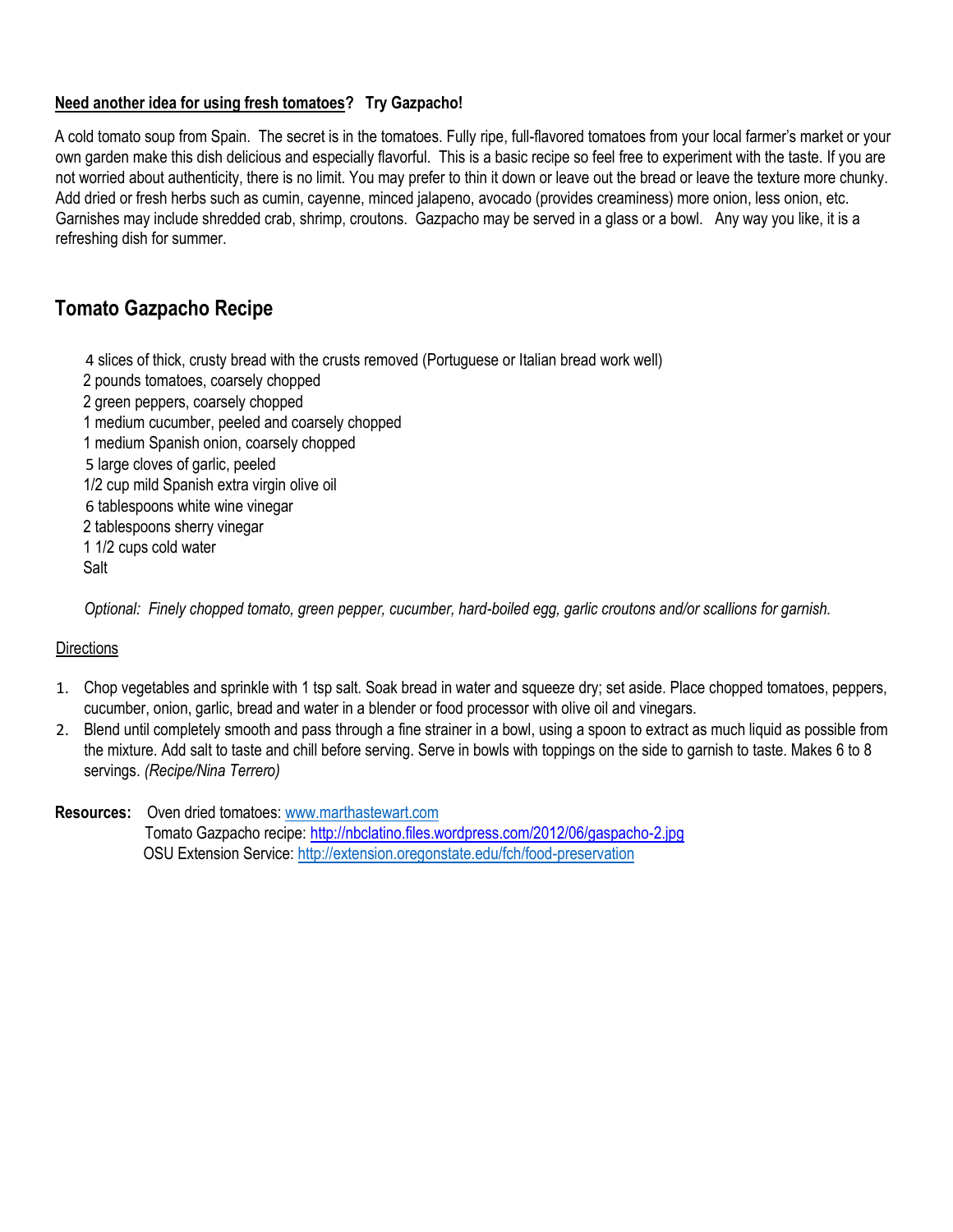**<u>Need another idea for using fresh tomatoes</u>? Try Gazpacho!**

A cold tomato soup from Spain. The secret is in the tomatoes. Fully ripe, full-flavored tomatoes from your local farmer's market or your own garden make this dish delicious and especially flavorful. This is a basic recipe so feel free to experiment with the taste. If you are not worried about authenticity, there is no limit. You may prefer to thin it down or leave out the bread or leave the texture more chunky. Add dried or fresh herbs such as cumin, cayenne, minced jalapeno, avocado (provides creaminess) more onion, less onion, etc. Garnishes may include shredded crab, shrimp, croutons. Gazpacho may be served in a glass or a bowl. Any way you like, it is a refreshing dish for summer.

## Tomato Gazpacho Recipe

4 slices of thick, crusty bread with the crusts removed (Portuguese or Italian bread work well)
2 pounds tomatoes, coarsely chopped
2 green peppers, coarsely chopped
1 medium cucumber, peeled and coarsely chopped
1 medium Spanish onion, coarsely chopped
5 large cloves of garlic, peeled
1/2 cup mild Spanish extra virgin olive oil
6 tablespoons white wine vinegar
2 tablespoons sherry vinegar
1 1/2 cups cold water
Salt

*Optional: Finely chopped tomato, green pepper, cucumber, hard-boiled egg, garlic croutons and/or scallions for garnish.*

<u>Directions</u>

1. Chop vegetables and sprinkle with 1 tsp salt. Soak bread in water and squeeze dry; set aside. Place chopped tomatoes, peppers, cucumber, onion, garlic, bread and water in a blender or food processor with olive oil and vinegars.
2. Blend until completely smooth and pass through a fine strainer in a bowl, using a spoon to extract as much liquid as possible from the mixture. Add salt to taste and chill before serving. Serve in bowls with toppings on the side to garnish to taste. Makes 6 to 8 servings. *(Recipe/Nina Terrero)*

**Resources:** Oven dried tomatoes: www.marthastewart.com
Tomato Gazpacho recipe: http://nbclatino.files.wordpress.com/2012/06/gaspacho-2.jpg
OSU Extension Service: http://extension.oregonstate.edu/fch/food-preservation